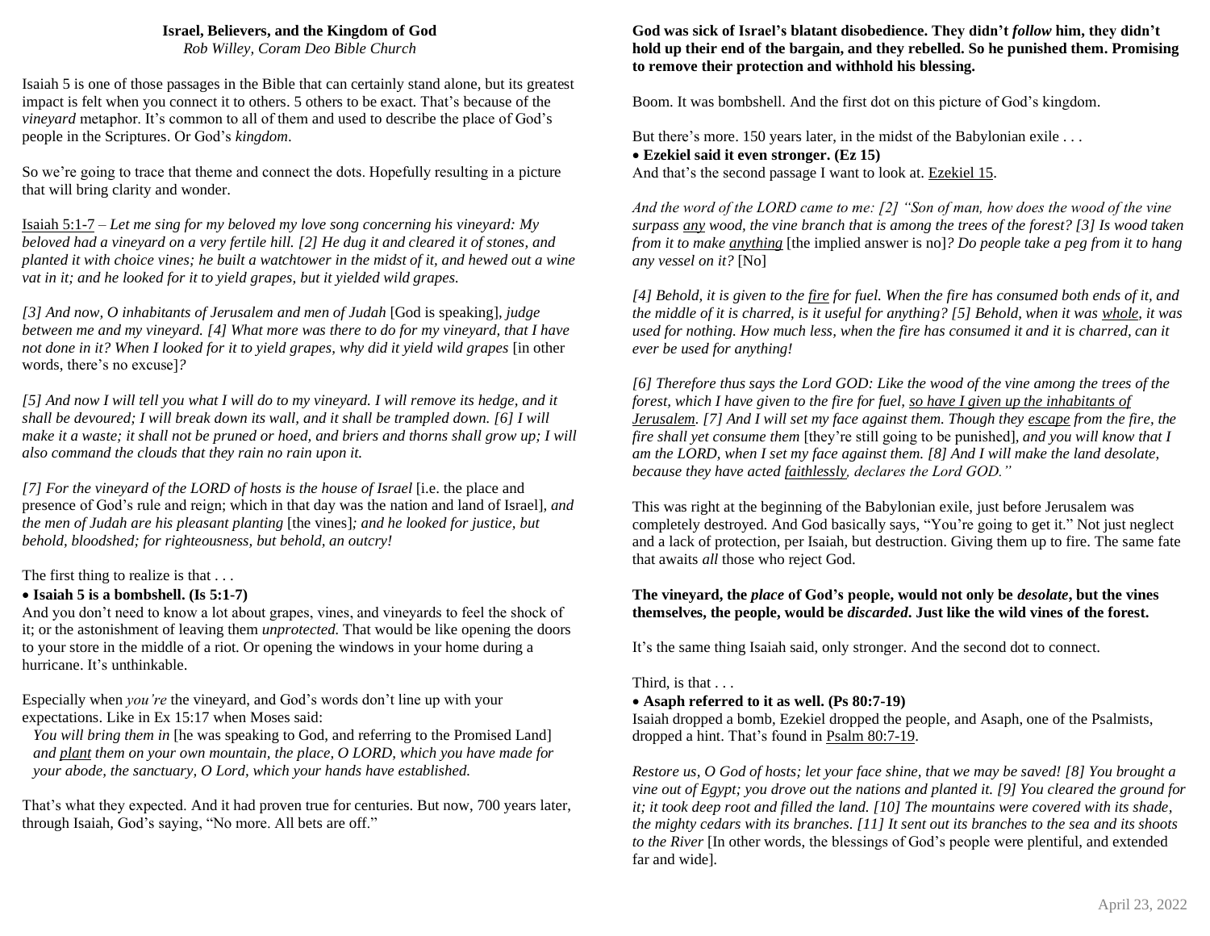# Israel, Believers, and the Kingdom of God

*Rob Willey, Coram Deo Bible Church*

Isaiah 5 is one of those passages in the Bible that can certainly stand alone, but its greatest impact is felt when you connect it to others. 5 others to be exact. That's because of the *vineyard* metaphor. It's common to all of them and used to describe the place of God's people in the Scriptures. Or God's *kingdom*.

So we're going to trace that theme and connect the dots. Hopefully resulting in a picture that will bring clarity and wonder.

Isaiah 5:1-7 – *Let me sing for my beloved my love song concerning his vineyard: My beloved had a vineyard on a very fertile hill. [2] He dug it and cleared it of stones, and planted it with choice vines; he built a watchtower in the midst of it, and hewed out a wine vat in it; and he looked for it to yield grapes, but it yielded wild grapes.*

*[3] And now, O inhabitants of Jerusalem and men of Judah* [God is speaking], *judge between me and my vineyard. [4] What more was there to do for my vineyard, that I have not done in it? When I looked for it to yield grapes, why did it yield wild grapes* [in other words, there's no excuse]*?*

*[5] And now I will tell you what I will do to my vineyard. I will remove its hedge, and it shall be devoured; I will break down its wall, and it shall be trampled down. [6] I will make it a waste; it shall not be pruned or hoed, and briers and thorns shall grow up; I will also command the clouds that they rain no rain upon it.*

*[7] For the vineyard of the LORD of hosts is the house of Israel* [i.e. the place and presence of God's rule and reign; which in that day was the nation and land of Israel]*, and the men of Judah are his pleasant planting* [the vines]*; and he looked for justice, but behold, bloodshed; for righteousness, but behold, an outcry!*

The first thing to realize is that . . .

- **Isaiah 5 is a bombshell. (Is 5:1-7)**

And you don't need to know a lot about grapes, vines, and vineyards to feel the shock of it; or the astonishment of leaving them *unprotected*. That would be like opening the doors to your store in the middle of a riot. Or opening the windows in your home during a hurricane. It's unthinkable.

Especially when *you're* the vineyard, and God's words don't line up with your expectations. Like in Ex 15:17 when Moses said:

> *You will bring them in* [he was speaking to God, and referring to the Promised Land] *and plant them on your own mountain, the place, O LORD, which you have made for your abode, the sanctuary, O Lord, which your hands have established.*

That's what they expected. And it had proven true for centuries. But now, 700 years later, through Isaiah, God's saying, "No more. All bets are off."

**God was sick of Israel's blatant disobedience. They didn't *follow* him, they didn't hold up their end of the bargain, and they rebelled. So he punished them. Promising to remove their protection and withhold his blessing.**

Boom. It was bombshell. And the first dot on this picture of God's kingdom.

But there's more. 150 years later, in the midst of the Babylonian exile . . .

- **Ezekiel said it even stronger. (Ez 15)**

And that's the second passage I want to look at. Ezekiel 15.

*And the word of the LORD came to me: [2] "Son of man, how does the wood of the vine surpass any wood, the vine branch that is among the trees of the forest? [3] Is wood taken from it to make anything* [the implied answer is no]*? Do people take a peg from it to hang any vessel on it?* [No]

*[4] Behold, it is given to the fire for fuel. When the fire has consumed both ends of it, and the middle of it is charred, is it useful for anything? [5] Behold, when it was whole, it was used for nothing. How much less, when the fire has consumed it and it is charred, can it ever be used for anything!*

*[6] Therefore thus says the Lord GOD: Like the wood of the vine among the trees of the forest, which I have given to the fire for fuel, so have I given up the inhabitants of Jerusalem. [7] And I will set my face against them. Though they escape from the fire, the fire shall yet consume them* [they're still going to be punished]*, and you will know that I am the LORD, when I set my face against them. [8] And I will make the land desolate, because they have acted faithlessly, declares the Lord GOD."*

This was right at the beginning of the Babylonian exile, just before Jerusalem was completely destroyed. And God basically says, "You're going to get it." Not just neglect and a lack of protection, per Isaiah, but destruction. Giving them up to fire. The same fate that awaits *all* those who reject God.

**The vineyard, the *place* of God's people, would not only be *desolate*, but the vines themselves, the people, would be *discarded*. Just like the wild vines of the forest.**

It's the same thing Isaiah said, only stronger. And the second dot to connect.

Third, is that . . .

- **Asaph referred to it as well. (Ps 80:7-19)**

Isaiah dropped a bomb, Ezekiel dropped the people, and Asaph, one of the Psalmists, dropped a hint. That's found in Psalm 80:7-19.

*Restore us, O God of hosts; let your face shine, that we may be saved! [8] You brought a vine out of Egypt; you drove out the nations and planted it. [9] You cleared the ground for it; it took deep root and filled the land. [10] The mountains were covered with its shade, the mighty cedars with its branches. [11] It sent out its branches to the sea and its shoots to the River* [In other words, the blessings of God's people were plentiful, and extended far and wide].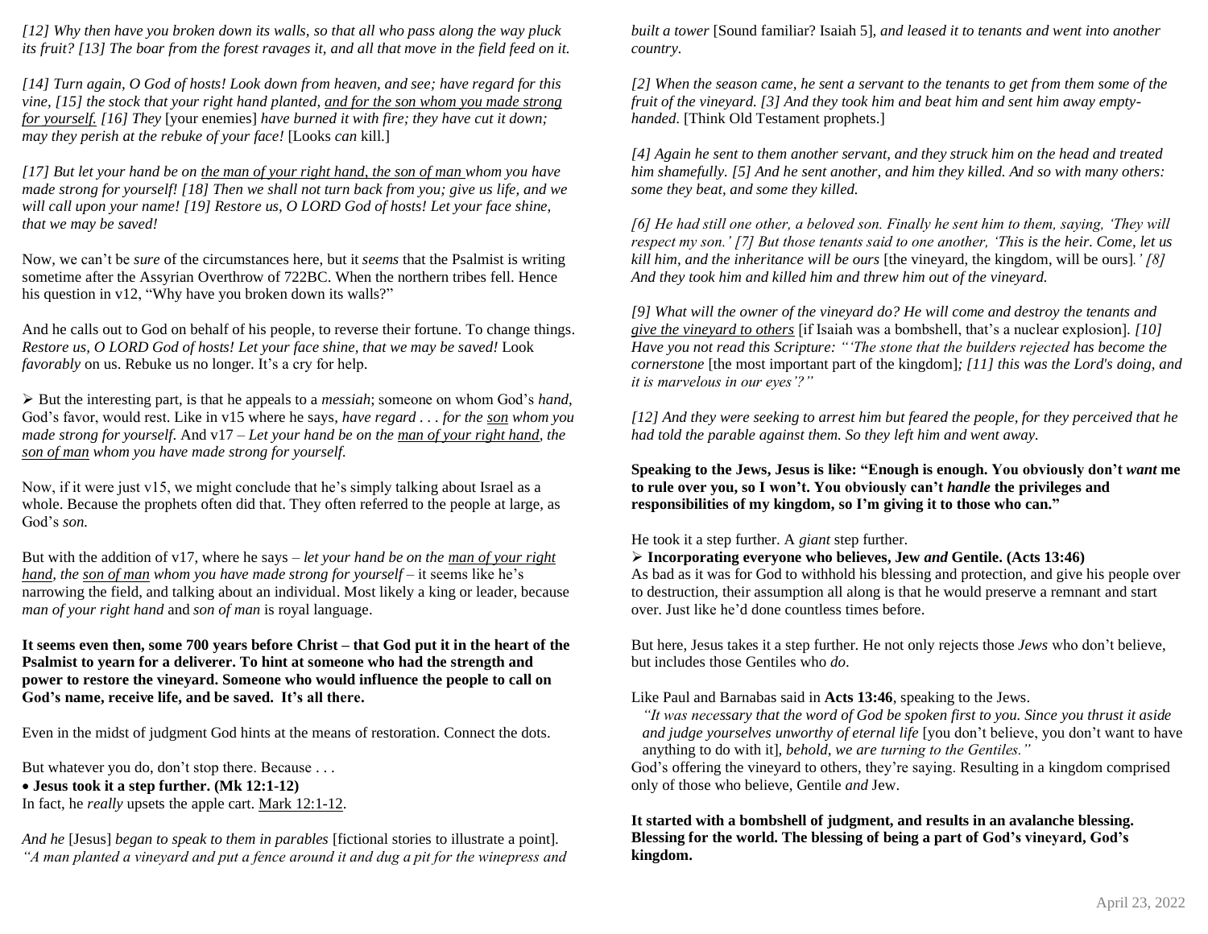*[12] Why then have you broken down its walls, so that all who pass along the way pluck its fruit? [13] The boar from the forest ravages it, and all that move in the field feed on it.*

*[14] Turn again, O God of hosts! Look down from heaven, and see; have regard for this vine, [15] the stock that your right hand planted, <u>and for the son whom you made strong for yourself.</u> [16] They* [your enemies] *have burned it with fire; they have cut it down; may they perish at the rebuke of your face!* [Looks *can* kill.]

*[17] But let your hand be on <u>the man of your right hand, the son of man</u> whom you have made strong for yourself! [18] Then we shall not turn back from you; give us life, and we will call upon your name! [19] Restore us, O LORD God of hosts! Let your face shine, that we may be saved!*

Now, we can't be *sure* of the circumstances here, but it *seems* that the Psalmist is writing sometime after the Assyrian Overthrow of 722BC. When the northern tribes fell. Hence his question in v12, "Why have you broken down its walls?"

And he calls out to God on behalf of his people, to reverse their fortune. To change things. *Restore us, O LORD God of hosts! Let your face shine, that we may be saved!* Look *favorably* on us. Rebuke us no longer. It's a cry for help.

- But the interesting part, is that he appeals to a *messiah*; someone on whom God's *hand*, God's favor, would rest. Like in v15 where he says, *have regard . . . for the <u>son</u> whom you made strong for yourself*. And v17 – *Let your hand be on the <u>man of your right hand</u>, the <u>son of man</u> whom you have made strong for yourself.*

Now, if it were just v15, we might conclude that he's simply talking about Israel as a whole. Because the prophets often did that. They often referred to the people at large, as God's *son.*

But with the addition of v17, where he says – *let your hand be on the <u>man of your right hand</u>, the <u>son of man</u> whom you have made strong for yourself* – it seems like he's narrowing the field, and talking about an individual. Most likely a king or leader, because *man of your right hand* and *son of man* is royal language.

**It seems even then, some 700 years before Christ – that God put it in the heart of the Psalmist to yearn for a deliverer. To hint at someone who had the strength and power to restore the vineyard. Someone who would influence the people to call on God's name, receive life, and be saved. It's all there.**

Even in the midst of judgment God hints at the means of restoration. Connect the dots.

But whatever you do, don't stop there. Because . . .

- **Jesus took it a step further. (Mk 12:1-12)**

In fact, he *really* upsets the apple cart. <u>Mark 12:1-12</u>.

*And he* [Jesus] *began to speak to them in parables* [fictional stories to illustrate a point]. *"A man planted a vineyard and put a fence around it and dug a pit for the winepress and built a tower* [Sound familiar? Isaiah 5], *and leased it to tenants and went into another country.*

*[2] When the season came, he sent a servant to the tenants to get from them some of the fruit of the vineyard. [3] And they took him and beat him and sent him away empty-handed.* [Think Old Testament prophets.]

*[4] Again he sent to them another servant, and they struck him on the head and treated him shamefully. [5] And he sent another, and him they killed. And so with many others: some they beat, and some they killed.*

*[6] He had still one other, a beloved son. Finally he sent him to them, saying, 'They will respect my son.' [7] But those tenants said to one another, 'This is the heir. Come, let us kill him, and the inheritance will be ours* [the vineyard, the kingdom, will be ours]*.' [8] And they took him and killed him and threw him out of the vineyard.*

*[9] What will the owner of the vineyard do? He will come and destroy the tenants and <u>give the vineyard to others</u>* [if Isaiah was a bombshell, that's a nuclear explosion]. *[10] Have you not read this Scripture: "'The stone that the builders rejected has become the cornerstone* [the most important part of the kingdom]*; [11] this was the Lord's doing, and it is marvelous in our eyes'?"*

*[12] And they were seeking to arrest him but feared the people, for they perceived that he had told the parable against them. So they left him and went away.*

**Speaking to the Jews, Jesus is like: "Enough is enough. You obviously don't *want* me to rule over you, so I won't. You obviously can't *handle* the privileges and responsibilities of my kingdom, so I'm giving it to those who can."**

He took it a step further. A *giant* step further.

- **Incorporating everyone who believes, Jew *and* Gentile. (Acts 13:46)**

As bad as it was for God to withhold his blessing and protection, and give his people over to destruction, their assumption all along is that he would preserve a remnant and start over. Just like he'd done countless times before.

But here, Jesus takes it a step further. He not only rejects those *Jews* who don't believe, but includes those Gentiles who *do*.

Like Paul and Barnabas said in **Acts 13:46**, speaking to the Jews.

*"It was necessary that the word of God be spoken first to you. Since you thrust it aside and judge yourselves unworthy of eternal life* [you don't believe, you don't want to have anything to do with it], *behold, we are turning to the Gentiles."*

God's offering the vineyard to others, they're saying. Resulting in a kingdom comprised only of those who believe, Gentile *and* Jew.

**It started with a bombshell of judgment, and results in an avalanche blessing. Blessing for the world. The blessing of being a part of God's vineyard, God's kingdom.**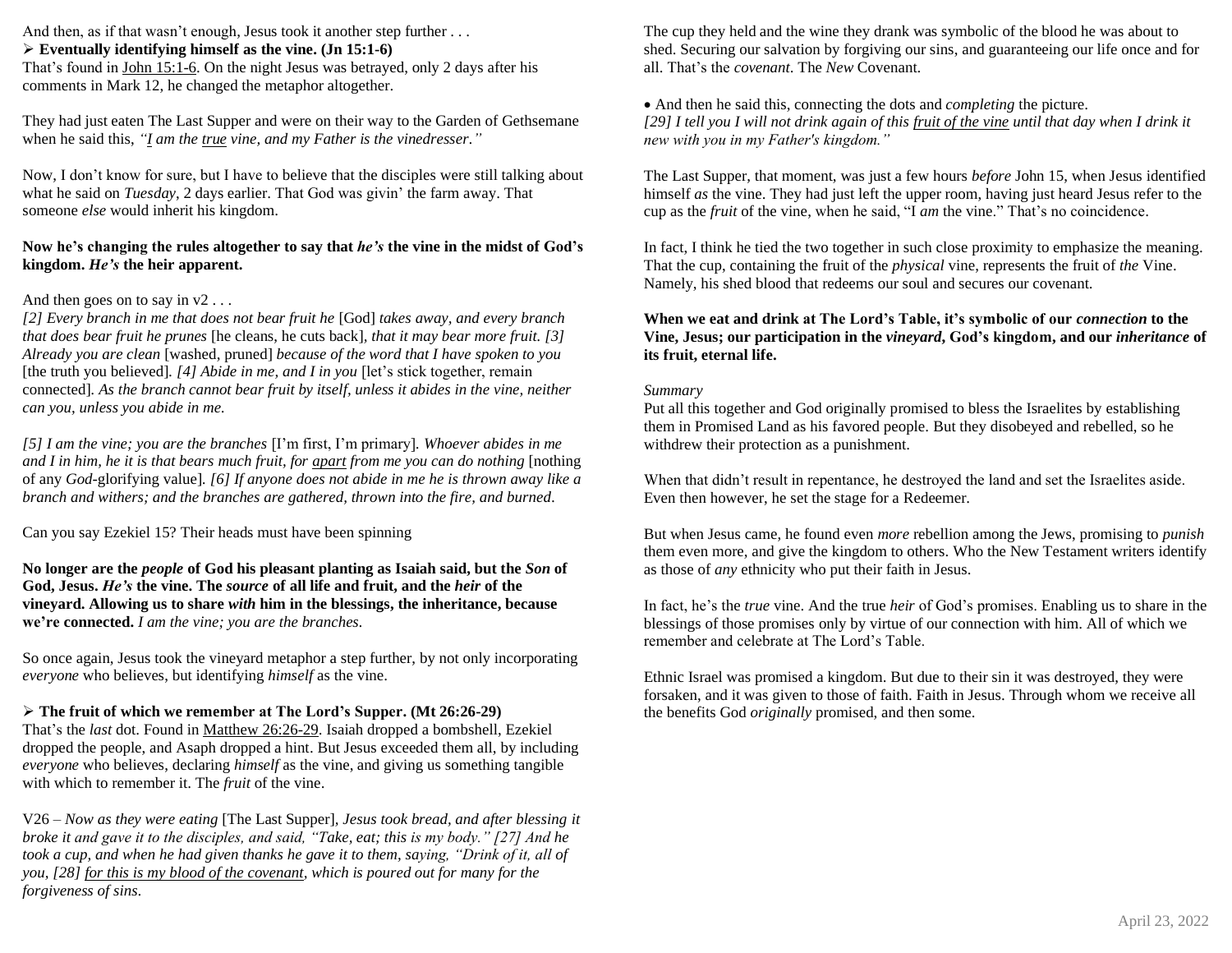And then, as if that wasn't enough, Jesus took it another step further . . .

- **Eventually identifying himself as the vine. (Jn 15:1-6)**

That's found in John 15:1-6. On the night Jesus was betrayed, only 2 days after his comments in Mark 12, he changed the metaphor altogether.

They had just eaten The Last Supper and were on their way to the Garden of Gethsemane when he said this, *"I am the true vine, and my Father is the vinedresser."*

Now, I don't know for sure, but I have to believe that the disciples were still talking about what he said on *Tuesday*, 2 days earlier. That God was givin' the farm away. That someone *else* would inherit his kingdom.

**Now he's changing the rules altogether to say that *he's* the vine in the midst of God's kingdom. *He's* the heir apparent.**

And then goes on to say in v2 . . .

*[2] Every branch in me that does not bear fruit he* [God] *takes away, and every branch that does bear fruit he prunes* [he cleans, he cuts back]*, that it may bear more fruit. [3] Already you are clean* [washed, pruned] *because of the word that I have spoken to you* [the truth you believed]*. [4] Abide in me, and I in you* [let's stick together, remain connected]*. As the branch cannot bear fruit by itself, unless it abides in the vine, neither can you, unless you abide in me.*

*[5] I am the vine; you are the branches* [I'm first, I'm primary]*. Whoever abides in me and I in him, he it is that bears much fruit, for apart from me you can do nothing* [nothing of any *God*-glorifying value]*. [6] If anyone does not abide in me he is thrown away like a branch and withers; and the branches are gathered, thrown into the fire, and burned.*

Can you say Ezekiel 15? Their heads must have been spinning

**No longer are the *people* of God his pleasant planting as Isaiah said, but the *Son* of God, Jesus. *He's* the vine. The *source* of all life and fruit, and the *heir* of the vineyard. Allowing us to share *with* him in the blessings, the inheritance, because we're connected.** *I am the vine; you are the branches.*

So once again, Jesus took the vineyard metaphor a step further, by not only incorporating *everyone* who believes, but identifying *himself* as the vine.

- **The fruit of which we remember at The Lord's Supper. (Mt 26:26-29)**

That's the *last* dot. Found in Matthew 26:26-29. Isaiah dropped a bombshell, Ezekiel dropped the people, and Asaph dropped a hint. But Jesus exceeded them all, by including *everyone* who believes, declaring *himself* as the vine, and giving us something tangible with which to remember it. The *fruit* of the vine.

V26 – *Now as they were eating* [The Last Supper]*, Jesus took bread, and after blessing it broke it and gave it to the disciples, and said, "Take, eat; this is my body." [27] And he took a cup, and when he had given thanks he gave it to them, saying, "Drink of it, all of you, [28] for this is my blood of the covenant, which is poured out for many for the forgiveness of sins.*

The cup they held and the wine they drank was symbolic of the blood he was about to shed. Securing our salvation by forgiving our sins, and guaranteeing our life once and for all. That's the *covenant*. The *New* Covenant.

- And then he said this, connecting the dots and *completing* the picture.

*[29] I tell you I will not drink again of this fruit of the vine until that day when I drink it new with you in my Father's kingdom."*

The Last Supper, that moment, was just a few hours *before* John 15, when Jesus identified himself *as* the vine. They had just left the upper room, having just heard Jesus refer to the cup as the *fruit* of the vine, when he said, "I *am* the vine." That's no coincidence.

In fact, I think he tied the two together in such close proximity to emphasize the meaning. That the cup, containing the fruit of the *physical* vine, represents the fruit of *the* Vine. Namely, his shed blood that redeems our soul and secures our covenant.

**When we eat and drink at The Lord's Table, it's symbolic of our *connection* to the Vine, Jesus; our participation in the *vineyard*, God's kingdom, and our *inheritance* of its fruit, eternal life.**

*Summary*

Put all this together and God originally promised to bless the Israelites by establishing them in Promised Land as his favored people. But they disobeyed and rebelled, so he withdrew their protection as a punishment.

When that didn't result in repentance, he destroyed the land and set the Israelites aside. Even then however, he set the stage for a Redeemer.

But when Jesus came, he found even *more* rebellion among the Jews, promising to *punish* them even more, and give the kingdom to others. Who the New Testament writers identify as those of *any* ethnicity who put their faith in Jesus.

In fact, he's the *true* vine. And the true *heir* of God's promises. Enabling us to share in the blessings of those promises only by virtue of our connection with him. All of which we remember and celebrate at The Lord's Table.

Ethnic Israel was promised a kingdom. But due to their sin it was destroyed, they were forsaken, and it was given to those of faith. Faith in Jesus. Through whom we receive all the benefits God *originally* promised, and then some.